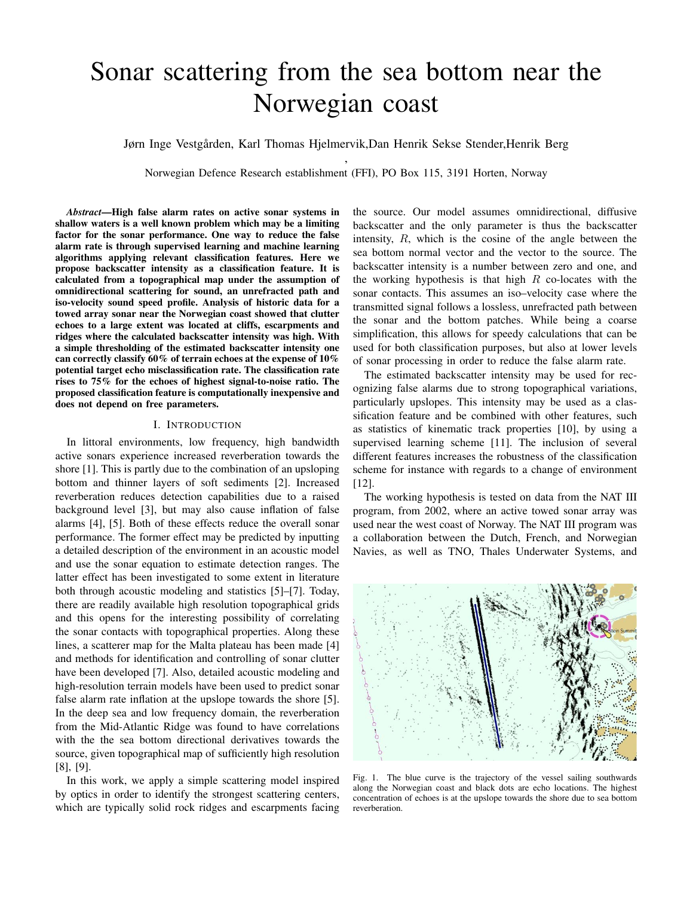# Sonar scattering from the sea bottom near the Norwegian coast

Jørn Inge Vestgården, Karl Thomas Hjelmervik,Dan Henrik Sekse Stender,Henrik Berg

,

Norwegian Defence Research establishment (FFI), PO Box 115, 3191 Horten, Norway

***Abstract*—High false alarm rates on active sonar systems in shallow waters is a well known problem which may be a limiting factor for the sonar performance. One way to reduce the false alarm rate is through supervised learning and machine learning algorithms applying relevant classification features. Here we propose backscatter intensity as a classification feature. It is calculated from a topographical map under the assumption of omnidirectional scattering for sound, an unrefracted path and iso-velocity sound speed profile. Analysis of historic data for a towed array sonar near the Norwegian coast showed that clutter echoes to a large extent was located at cliffs, escarpments and ridges where the calculated backscatter intensity was high. With a simple thresholding of the estimated backscatter intensity one can correctly classify 60% of terrain echoes at the expense of 10% potential target echo misclassification rate. The classification rate rises to 75% for the echoes of highest signal-to-noise ratio. The proposed classification feature is computationally inexpensive and does not depend on free parameters.**

## I. Introduction

In littoral environments, low frequency, high bandwidth active sonars experience increased reverberation towards the shore [1]. This is partly due to the combination of an upsloping bottom and thinner layers of soft sediments [2]. Increased reverberation reduces detection capabilities due to a raised background level [3], but may also cause inflation of false alarms [4], [5]. Both of these effects reduce the overall sonar performance. The former effect may be predicted by inputting a detailed description of the environment in an acoustic model and use the sonar equation to estimate detection ranges. The latter effect has been investigated to some extent in literature both through acoustic modeling and statistics [5]–[7]. Today, there are readily available high resolution topographical grids and this opens for the interesting possibility of correlating the sonar contacts with topographical properties. Along these lines, a scatterer map for the Malta plateau has been made [4] and methods for identification and controlling of sonar clutter have been developed [7]. Also, detailed acoustic modeling and high-resolution terrain models have been used to predict sonar false alarm rate inflation at the upslope towards the shore [5]. In the deep sea and low frequency domain, the reverberation from the Mid-Atlantic Ridge was found to have correlations with the the sea bottom directional derivatives towards the source, given topographical map of sufficiently high resolution [8], [9].

In this work, we apply a simple scattering model inspired by optics in order to identify the strongest scattering centers, which are typically solid rock ridges and escarpments facing the source. Our model assumes omnidirectional, diffusive backscatter and the only parameter is thus the backscatter intensity, $R$, which is the cosine of the angle between the sea bottom normal vector and the vector to the source. The backscatter intensity is a number between zero and one, and the working hypothesis is that high $R$ co-locates with the sonar contacts. This assumes an iso–velocity case where the transmitted signal follows a lossless, unrefracted path between the sonar and the bottom patches. While being a coarse simplification, this allows for speedy calculations that can be used for both classification purposes, but also at lower levels of sonar processing in order to reduce the false alarm rate.

The estimated backscatter intensity may be used for recognizing false alarms due to strong topographical variations, particularly upslopes. This intensity may be used as a classification feature and be combined with other features, such as statistics of kinematic track properties [10], by using a supervised learning scheme [11]. The inclusion of several different features increases the robustness of the classification scheme for instance with regards to a change of environment [12].

The working hypothesis is tested on data from the NAT III program, from 2002, where an active towed sonar array was used near the west coast of Norway. The NAT III program was a collaboration between the Dutch, French, and Norwegian Navies, as well as TNO, Thales Underwater Systems, and

Fig. 1. The blue curve is the trajectory of the vessel sailing southwards along the Norwegian coast and black dots are echo locations. The highest concentration of echoes is at the upslope towards the shore due to sea bottom reverberation.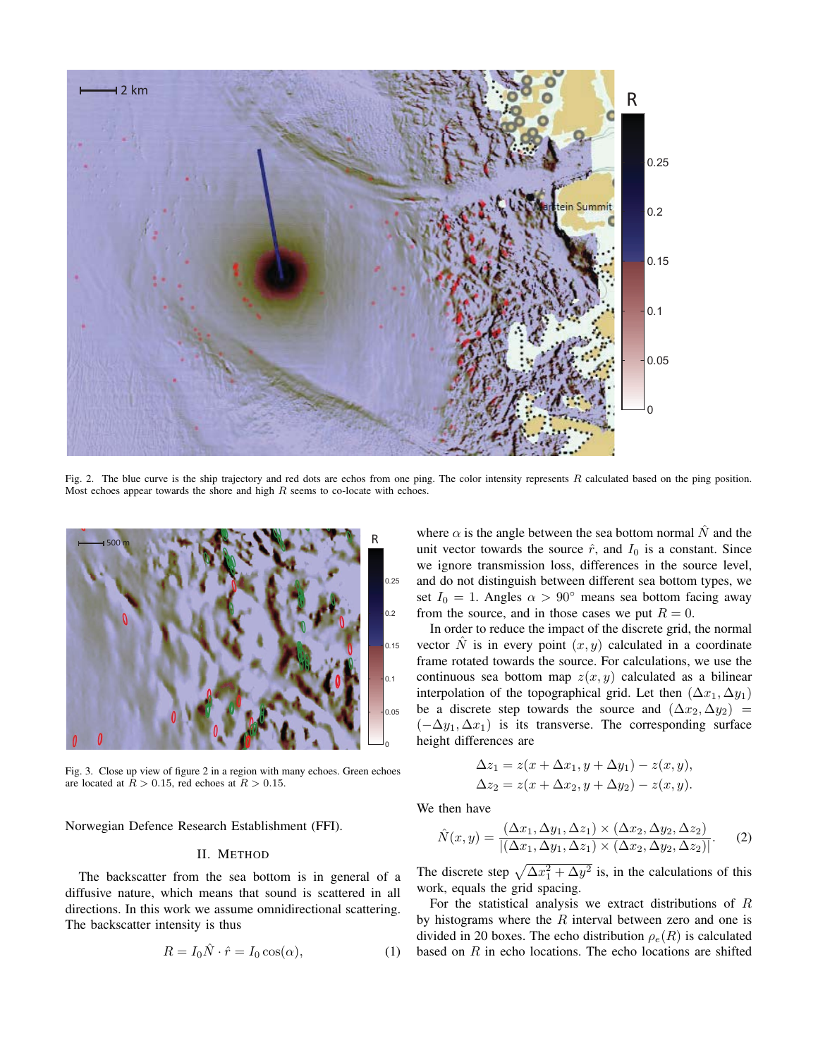Fig. 2. The blue curve is the ship trajectory and red dots are echos from one ping. The color intensity represents $R$ calculated based on the ping position. Most echoes appear towards the shore and high $R$ seems to co-locate with echoes.

Fig. 3. Close up view of figure 2 in a region with many echoes. Green echoes are located at $R > 0.15$, red echoes at $R > 0.15$.

Norwegian Defence Research Establishment (FFI).

## II. Method

The backscatter from the sea bottom is in general of a diffusive nature, which means that sound is scattered in all directions. In this work we assume omnidirectional scattering. The backscatter intensity is thus

$$R = I_0 \hat{N} \cdot \hat{r} = I_0 \cos(\alpha), \tag{1}$$

where $\alpha$ is the angle between the sea bottom normal $\hat{N}$ and the unit vector towards the source $\hat{r}$, and $I_0$ is a constant. Since we ignore transmission loss, differences in the source level, and do not distinguish between different sea bottom types, we set $I_0 = 1$. Angles $\alpha > 90^\circ$ means sea bottom facing away from the source, and in those cases we put $R = 0$.

In order to reduce the impact of the discrete grid, the normal vector $\hat{N}$ is in every point $(x, y)$ calculated in a coordinate frame rotated towards the source. For calculations, we use the continuous sea bottom map $z(x, y)$ calculated as a bilinear interpolation of the topographical grid. Let then $(\Delta x_1, \Delta y_1)$ be a discrete step towards the source and $(\Delta x_2, \Delta y_2) = (-\Delta y_1, \Delta x_1)$ is its transverse. The corresponding surface height differences are

$$\Delta z_1 = z(x + \Delta x_1, y + \Delta y_1) - z(x, y),$$
$$\Delta z_2 = z(x + \Delta x_2, y + \Delta y_2) - z(x, y).$$

We then have

$$\hat{N}(x, y) = \frac{(\Delta x_1, \Delta y_1, \Delta z_1) \times (\Delta x_2, \Delta y_2, \Delta z_2)}{|(\Delta x_1, \Delta y_1, \Delta z_1) \times (\Delta x_2, \Delta y_2, \Delta z_2)|}. \tag{2}$$

The discrete step $\sqrt{\Delta x_1^2 + \Delta y^2}$ is, in the calculations of this work, equals the grid spacing.

For the statistical analysis we extract distributions of $R$ by histograms where the $R$ interval between zero and one is divided in 20 boxes. The echo distribution $\rho_e(R)$ is calculated based on $R$ in echo locations. The echo locations are shifted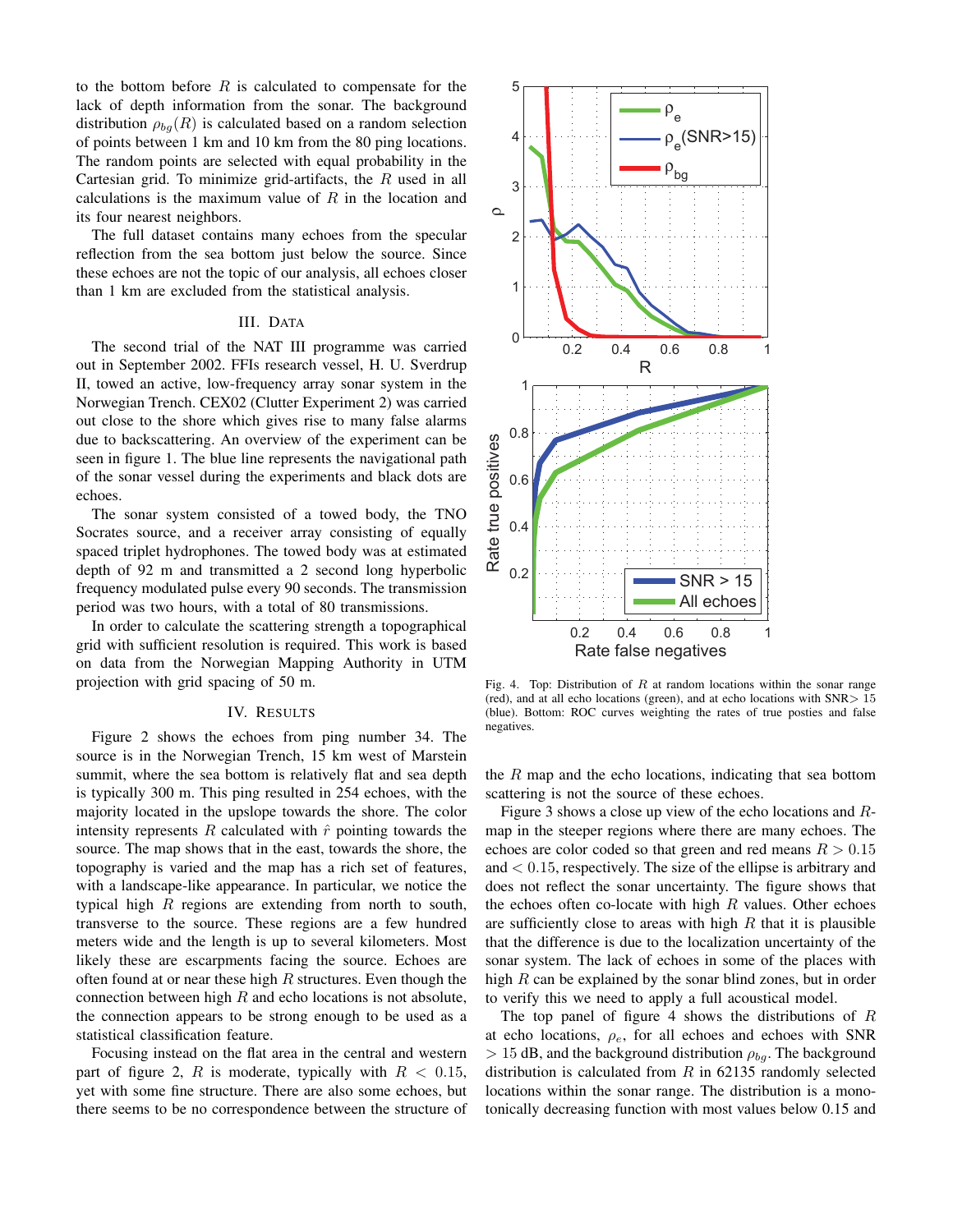to the bottom before $R$ is calculated to compensate for the lack of depth information from the sonar. The background distribution $\rho_{bg}(R)$ is calculated based on a random selection of points between 1 km and 10 km from the 80 ping locations. The random points are selected with equal probability in the Cartesian grid. To minimize grid-artifacts, the $R$ used in all calculations is the maximum value of $R$ in the location and its four nearest neighbors.

The full dataset contains many echoes from the specular reflection from the sea bottom just below the source. Since these echoes are not the topic of our analysis, all echoes closer than 1 km are excluded from the statistical analysis.

## III. Data

The second trial of the NAT III programme was carried out in September 2002. FFIs research vessel, H. U. Sverdrup II, towed an active, low-frequency array sonar system in the Norwegian Trench. CEX02 (Clutter Experiment 2) was carried out close to the shore which gives rise to many false alarms due to backscattering. An overview of the experiment can be seen in figure 1. The blue line represents the navigational path of the sonar vessel during the experiments and black dots are echoes.

The sonar system consisted of a towed body, the TNO Socrates source, and a receiver array consisting of equally spaced triplet hydrophones. The towed body was at estimated depth of 92 m and transmitted a 2 second long hyperbolic frequency modulated pulse every 90 seconds. The transmission period was two hours, with a total of 80 transmissions.

In order to calculate the scattering strength a topographical grid with sufficient resolution is required. This work is based on data from the Norwegian Mapping Authority in UTM projection with grid spacing of 50 m.

## IV. Results

Figure 2 shows the echoes from ping number 34. The source is in the Norwegian Trench, 15 km west of Marstein summit, where the sea bottom is relatively flat and sea depth is typically 300 m. This ping resulted in 254 echoes, with the majority located in the upslope towards the shore. The color intensity represents $R$ calculated with $\hat{r}$ pointing towards the source. The map shows that in the east, towards the shore, the topography is varied and the map has a rich set of features, with a landscape-like appearance. In particular, we notice the typical high $R$ regions are extending from north to south, transverse to the source. These regions are a few hundred meters wide and the length is up to several kilometers. Most likely these are escarpments facing the source. Echoes are often found at or near these high $R$ structures. Even though the connection between high $R$ and echo locations is not absolute, the connection appears to be strong enough to be used as a statistical classification feature.

Focusing instead on the flat area in the central and western part of figure 2, $R$ is moderate, typically with $R < 0.15$, yet with some fine structure. There are also some echoes, but there seems to be no correspondence between the structure of the $R$ map and the echo locations, indicating that sea bottom scattering is not the source of these echoes.

Fig. 4. Top: Distribution of $R$ at random locations within the sonar range (red), and at all echo locations (green), and at echo locations with SNR> 15 (blue). Bottom: ROC curves weighting the rates of true posties and false negatives.

Figure 3 shows a close up view of the echo locations and $R$-map in the steeper regions where there are many echoes. The echoes are color coded so that green and red means $R > 0.15$ and $< 0.15$, respectively. The size of the ellipse is arbitrary and does not reflect the sonar uncertainty. The figure shows that the echoes often co-locate with high $R$ values. Other echoes are sufficiently close to areas with high $R$ that it is plausible that the difference is due to the localization uncertainty of the sonar system. The lack of echoes in some of the places with high $R$ can be explained by the sonar blind zones, but in order to verify this we need to apply a full acoustical model.

The top panel of figure 4 shows the distributions of $R$ at echo locations, $\rho_e$, for all echoes and echoes with SNR $> 15$ dB, and the background distribution $\rho_{bg}$. The background distribution is calculated from $R$ in 62135 randomly selected locations within the sonar range. The distribution is a monotonically decreasing function with most values below 0.15 and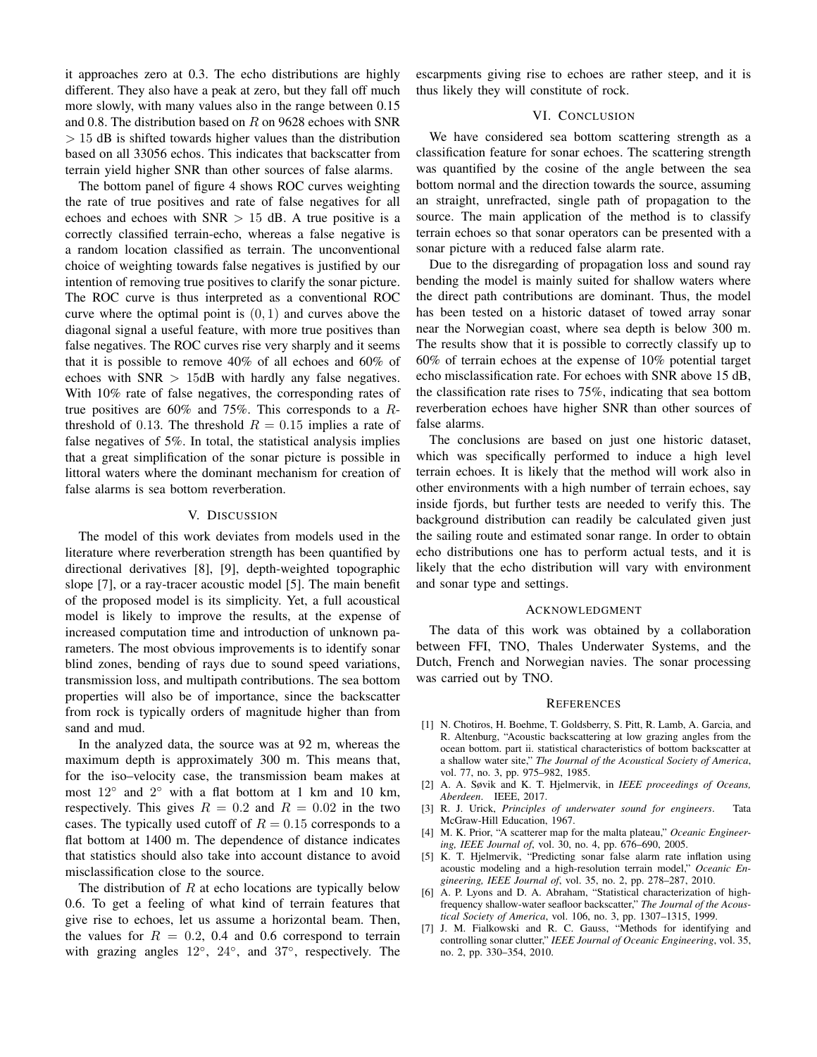it approaches zero at 0.3. The echo distributions are highly different. They also have a peak at zero, but they fall off much more slowly, with many values also in the range between 0.15 and 0.8. The distribution based on $R$ on 9628 echoes with SNR $> 15$ dB is shifted towards higher values than the distribution based on all 33056 echos. This indicates that backscatter from terrain yield higher SNR than other sources of false alarms.

The bottom panel of figure 4 shows ROC curves weighting the rate of true positives and rate of false negatives for all echoes and echoes with SNR $> 15$ dB. A true positive is a correctly classified terrain-echo, whereas a false negative is a random location classified as terrain. The unconventional choice of weighting towards false negatives is justified by our intention of removing true positives to clarify the sonar picture. The ROC curve is thus interpreted as a conventional ROC curve where the optimal point is $(0, 1)$ and curves above the diagonal signal a useful feature, with more true positives than false negatives. The ROC curves rise very sharply and it seems that it is possible to remove 40% of all echoes and 60% of echoes with SNR $> 15$dB with hardly any false negatives. With 10% rate of false negatives, the corresponding rates of true positives are 60% and 75%. This corresponds to a $R$-threshold of 0.13. The threshold $R = 0.15$ implies a rate of false negatives of 5%. In total, the statistical analysis implies that a great simplification of the sonar picture is possible in littoral waters where the dominant mechanism for creation of false alarms is sea bottom reverberation.

## V. Discussion

The model of this work deviates from models used in the literature where reverberation strength has been quantified by directional derivatives [8], [9], depth-weighted topographic slope [7], or a ray-tracer acoustic model [5]. The main benefit of the proposed model is its simplicity. Yet, a full acoustical model is likely to improve the results, at the expense of increased computation time and introduction of unknown parameters. The most obvious improvements is to identify sonar blind zones, bending of rays due to sound speed variations, transmission loss, and multipath contributions. The sea bottom properties will also be of importance, since the backscatter from rock is typically orders of magnitude higher than from sand and mud.

In the analyzed data, the source was at 92 m, whereas the maximum depth is approximately 300 m. This means that, for the iso–velocity case, the transmission beam makes at most $12^\circ$ and $2^\circ$ with a flat bottom at 1 km and 10 km, respectively. This gives $R = 0.2$ and $R = 0.02$ in the two cases. The typically used cutoff of $R = 0.15$ corresponds to a flat bottom at 1400 m. The dependence of distance indicates that statistics should also take into account distance to avoid misclassification close to the source.

The distribution of $R$ at echo locations are typically below 0.6. To get a feeling of what kind of terrain features that give rise to echoes, let us assume a horizontal beam. Then, the values for $R = 0.2$, 0.4 and 0.6 correspond to terrain with grazing angles $12^\circ$, $24^\circ$, and $37^\circ$, respectively. The escarpments giving rise to echoes are rather steep, and it is thus likely they will constitute of rock.

## VI. Conclusion

We have considered sea bottom scattering strength as a classification feature for sonar echoes. The scattering strength was quantified by the cosine of the angle between the sea bottom normal and the direction towards the source, assuming an straight, unrefracted, single path of propagation to the source. The main application of the method is to classify terrain echoes so that sonar operators can be presented with a sonar picture with a reduced false alarm rate.

Due to the disregarding of propagation loss and sound ray bending the model is mainly suited for shallow waters where the direct path contributions are dominant. Thus, the model has been tested on a historic dataset of towed array sonar near the Norwegian coast, where sea depth is below 300 m. The results show that it is possible to correctly classify up to 60% of terrain echoes at the expense of 10% potential target echo misclassification rate. For echoes with SNR above 15 dB, the classification rate rises to 75%, indicating that sea bottom reverberation echoes have higher SNR than other sources of false alarms.

The conclusions are based on just one historic dataset, which was specifically performed to induce a high level terrain echoes. It is likely that the method will work also in other environments with a high number of terrain echoes, say inside fjords, but further tests are needed to verify this. The background distribution can readily be calculated given just the sailing route and estimated sonar range. In order to obtain echo distributions one has to perform actual tests, and it is likely that the echo distribution will vary with environment and sonar type and settings.

## Acknowledgment

The data of this work was obtained by a collaboration between FFI, TNO, Thales Underwater Systems, and the Dutch, French and Norwegian navies. The sonar processing was carried out by TNO.

## References

[1] N. Chotiros, H. Boehme, T. Goldsberry, S. Pitt, R. Lamb, A. Garcia, and R. Altenburg, "Acoustic backscattering at low grazing angles from the ocean bottom. part ii. statistical characteristics of bottom backscatter at a shallow water site," *The Journal of the Acoustical Society of America*, vol. 77, no. 3, pp. 975–982, 1985.

[2] A. A. Søvik and K. T. Hjelmervik, in *IEEE proceedings of Oceans, Aberdeen*. IEEE, 2017.

[3] R. J. Urick, *Principles of underwater sound for engineers*. Tata McGraw-Hill Education, 1967.

[4] M. K. Prior, "A scatterer map for the malta plateau," *Oceanic Engineering, IEEE Journal of*, vol. 30, no. 4, pp. 676–690, 2005.

[5] K. T. Hjelmervik, "Predicting sonar false alarm rate inflation using acoustic modeling and a high-resolution terrain model," *Oceanic Engineering, IEEE Journal of*, vol. 35, no. 2, pp. 278–287, 2010.

[6] A. P. Lyons and D. A. Abraham, "Statistical characterization of high-frequency shallow-water seafloor backscatter," *The Journal of the Acoustical Society of America*, vol. 106, no. 3, pp. 1307–1315, 1999.

[7] J. M. Fialkowski and R. C. Gauss, "Methods for identifying and controlling sonar clutter," *IEEE Journal of Oceanic Engineering*, vol. 35, no. 2, pp. 330–354, 2010.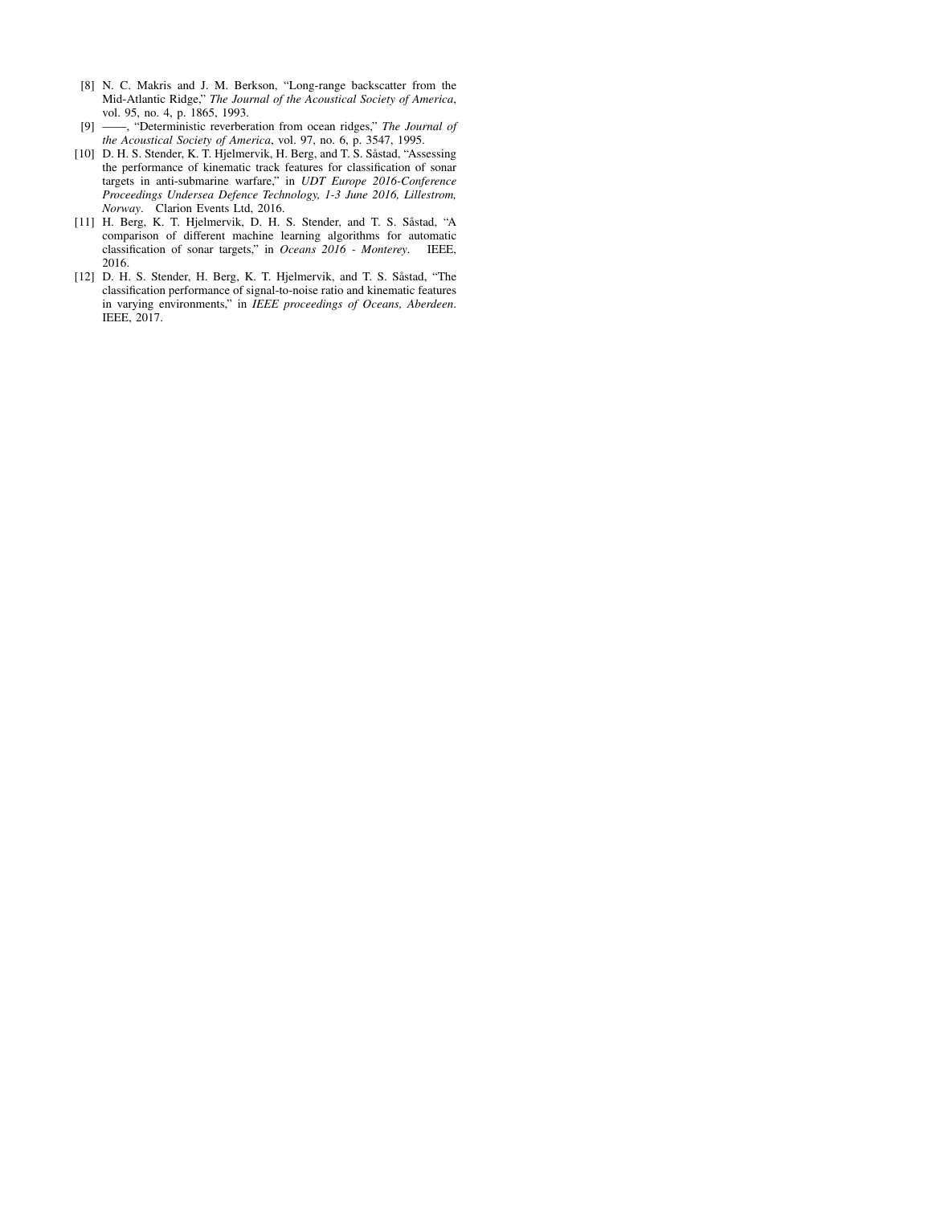[8] N. C. Makris and J. M. Berkson, "Long-range backscatter from the Mid-Atlantic Ridge," *The Journal of the Acoustical Society of America*, vol. 95, no. 4, p. 1865, 1993.

[9] ——, "Deterministic reverberation from ocean ridges," *The Journal of the Acoustical Society of America*, vol. 97, no. 6, p. 3547, 1995.

[10] D. H. S. Stender, K. T. Hjelmervik, H. Berg, and T. S. Såstad, "Assessing the performance of kinematic track features for classification of sonar targets in anti-submarine warfare," in *UDT Europe 2016-Conference Proceedings Undersea Defence Technology, 1-3 June 2016, Lillestrom, Norway*. Clarion Events Ltd, 2016.

[11] H. Berg, K. T. Hjelmervik, D. H. S. Stender, and T. S. Såstad, "A comparison of different machine learning algorithms for automatic classification of sonar targets," in *Oceans 2016 - Monterey*. IEEE, 2016.

[12] D. H. S. Stender, H. Berg, K. T. Hjelmervik, and T. S. Såstad, "The classification performance of signal-to-noise ratio and kinematic features in varying environments," in *IEEE proceedings of Oceans, Aberdeen*. IEEE, 2017.